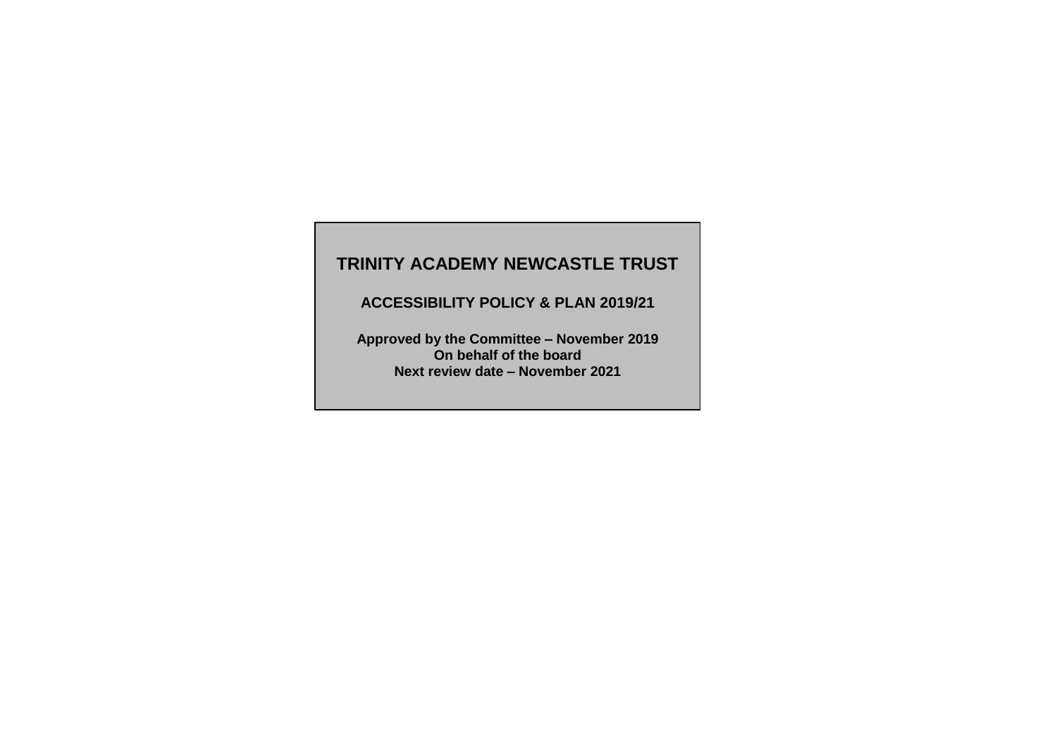# TRINITY ACADEMY NEWCASTLE TRUST

## ACCESSIBILITY POLICY & PLAN 2019/21

**Approved by the Committee – November 2019**
**On behalf of the board**
**Next review date – November 2021**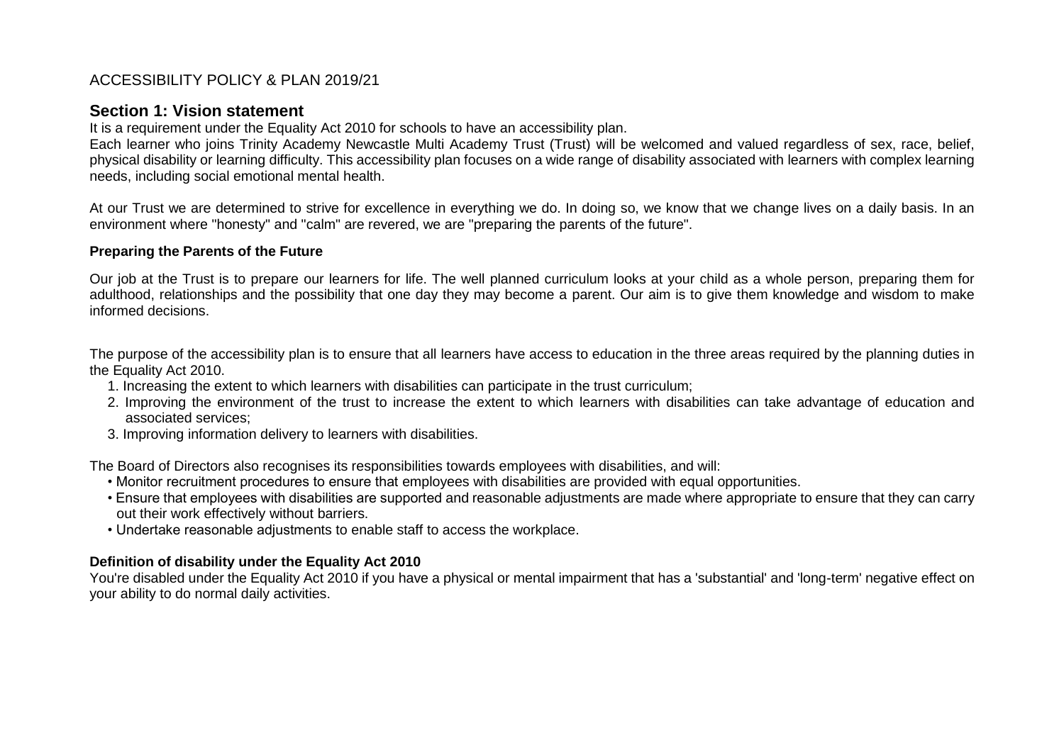ACCESSIBILITY POLICY & PLAN 2019/21

## Section 1: Vision statement

It is a requirement under the Equality Act 2010 for schools to have an accessibility plan.

Each learner who joins Trinity Academy Newcastle Multi Academy Trust (Trust) will be welcomed and valued regardless of sex, race, belief, physical disability or learning difficulty. This accessibility plan focuses on a wide range of disability associated with learners with complex learning needs, including social emotional mental health.

At our Trust we are determined to strive for excellence in everything we do. In doing so, we know that we change lives on a daily basis. In an environment where "honesty" and "calm" are revered, we are "preparing the parents of the future".

**Preparing the Parents of the Future**

Our job at the Trust is to prepare our learners for life. The well planned curriculum looks at your child as a whole person, preparing them for adulthood, relationships and the possibility that one day they may become a parent. Our aim is to give them knowledge and wisdom to make informed decisions.

The purpose of the accessibility plan is to ensure that all learners have access to education in the three areas required by the planning duties in the Equality Act 2010.

1. Increasing the extent to which learners with disabilities can participate in the trust curriculum;
2. Improving the environment of the trust to increase the extent to which learners with disabilities can take advantage of education and associated services;
3. Improving information delivery to learners with disabilities.

The Board of Directors also recognises its responsibilities towards employees with disabilities, and will:

- Monitor recruitment procedures to ensure that employees with disabilities are provided with equal opportunities.
- Ensure that employees with disabilities are supported and reasonable adjustments are made where appropriate to ensure that they can carry out their work effectively without barriers.
- Undertake reasonable adjustments to enable staff to access the workplace.

**Definition of disability under the Equality Act 2010**

You're disabled under the Equality Act 2010 if you have a physical or mental impairment that has a 'substantial' and 'long-term' negative effect on your ability to do normal daily activities.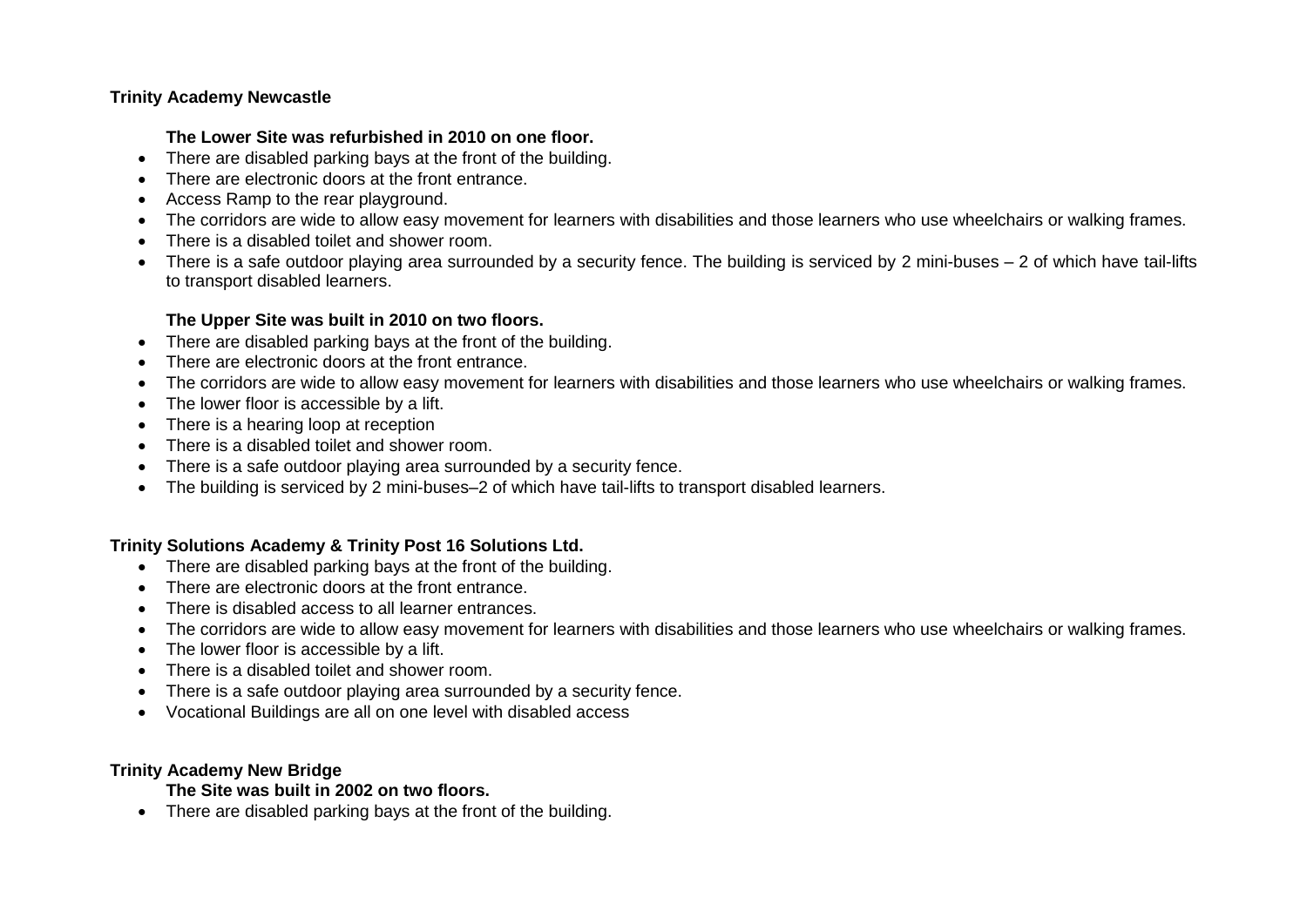**Trinity Academy Newcastle**

**The Lower Site was refurbished in 2010 on one floor.**

- There are disabled parking bays at the front of the building.
- There are electronic doors at the front entrance.
- Access Ramp to the rear playground.
- The corridors are wide to allow easy movement for learners with disabilities and those learners who use wheelchairs or walking frames.
- There is a disabled toilet and shower room.
- There is a safe outdoor playing area surrounded by a security fence. The building is serviced by 2 mini-buses – 2 of which have tail-lifts to transport disabled learners.

**The Upper Site was built in 2010 on two floors.**

- There are disabled parking bays at the front of the building.
- There are electronic doors at the front entrance.
- The corridors are wide to allow easy movement for learners with disabilities and those learners who use wheelchairs or walking frames.
- The lower floor is accessible by a lift.
- There is a hearing loop at reception
- There is a disabled toilet and shower room.
- There is a safe outdoor playing area surrounded by a security fence.
- The building is serviced by 2 mini-buses–2 of which have tail-lifts to transport disabled learners.

**Trinity Solutions Academy & Trinity Post 16 Solutions Ltd.**

- There are disabled parking bays at the front of the building.
- There are electronic doors at the front entrance.
- There is disabled access to all learner entrances.
- The corridors are wide to allow easy movement for learners with disabilities and those learners who use wheelchairs or walking frames.
- The lower floor is accessible by a lift.
- There is a disabled toilet and shower room.
- There is a safe outdoor playing area surrounded by a security fence.
- Vocational Buildings are all on one level with disabled access

**Trinity Academy New Bridge**

**The Site was built in 2002 on two floors.**

- There are disabled parking bays at the front of the building.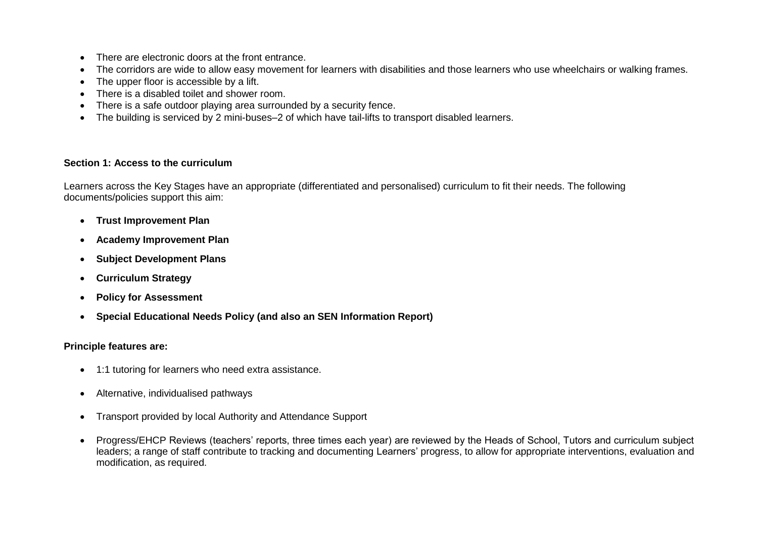- There are electronic doors at the front entrance.
- The corridors are wide to allow easy movement for learners with disabilities and those learners who use wheelchairs or walking frames.
- The upper floor is accessible by a lift.
- There is a disabled toilet and shower room.
- There is a safe outdoor playing area surrounded by a security fence.
- The building is serviced by 2 mini-buses–2 of which have tail-lifts to transport disabled learners.

**Section 1: Access to the curriculum**

Learners across the Key Stages have an appropriate (differentiated and personalised) curriculum to fit their needs. The following documents/policies support this aim:

- **Trust Improvement Plan**
- **Academy Improvement Plan**
- **Subject Development Plans**
- **Curriculum Strategy**
- **Policy for Assessment**
- **Special Educational Needs Policy (and also an SEN Information Report)**

**Principle features are:**

- 1:1 tutoring for learners who need extra assistance.
- Alternative, individualised pathways
- Transport provided by local Authority and Attendance Support
- Progress/EHCP Reviews (teachers' reports, three times each year) are reviewed by the Heads of School, Tutors and curriculum subject leaders; a range of staff contribute to tracking and documenting Learners' progress, to allow for appropriate interventions, evaluation and modification, as required.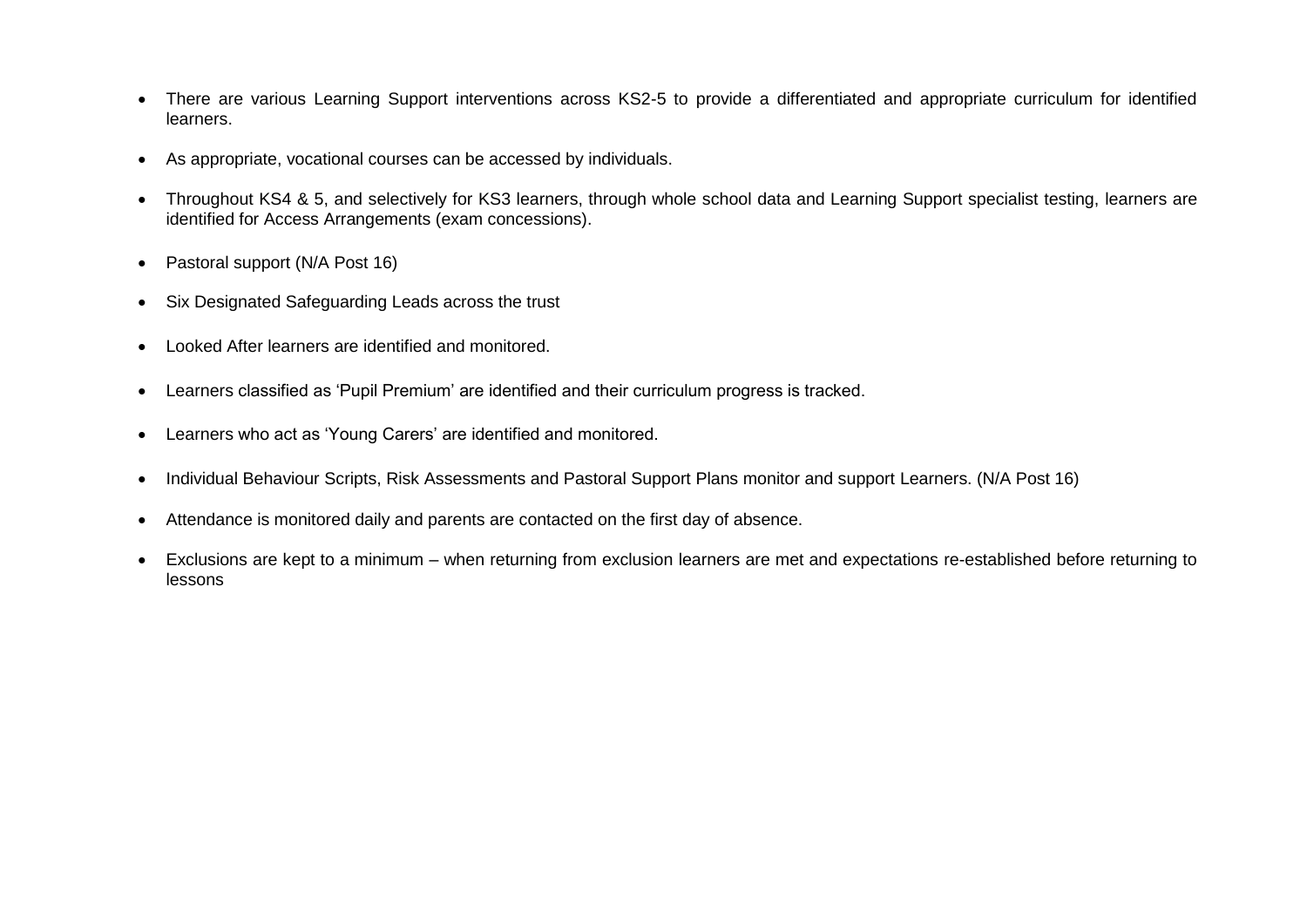- There are various Learning Support interventions across KS2-5 to provide a differentiated and appropriate curriculum for identified learners.
- As appropriate, vocational courses can be accessed by individuals.
- Throughout KS4 & 5, and selectively for KS3 learners, through whole school data and Learning Support specialist testing, learners are identified for Access Arrangements (exam concessions).
- Pastoral support (N/A Post 16)
- Six Designated Safeguarding Leads across the trust
- Looked After learners are identified and monitored.
- Learners classified as 'Pupil Premium' are identified and their curriculum progress is tracked.
- Learners who act as 'Young Carers' are identified and monitored.
- Individual Behaviour Scripts, Risk Assessments and Pastoral Support Plans monitor and support Learners. (N/A Post 16)
- Attendance is monitored daily and parents are contacted on the first day of absence.
- Exclusions are kept to a minimum – when returning from exclusion learners are met and expectations re-established before returning to lessons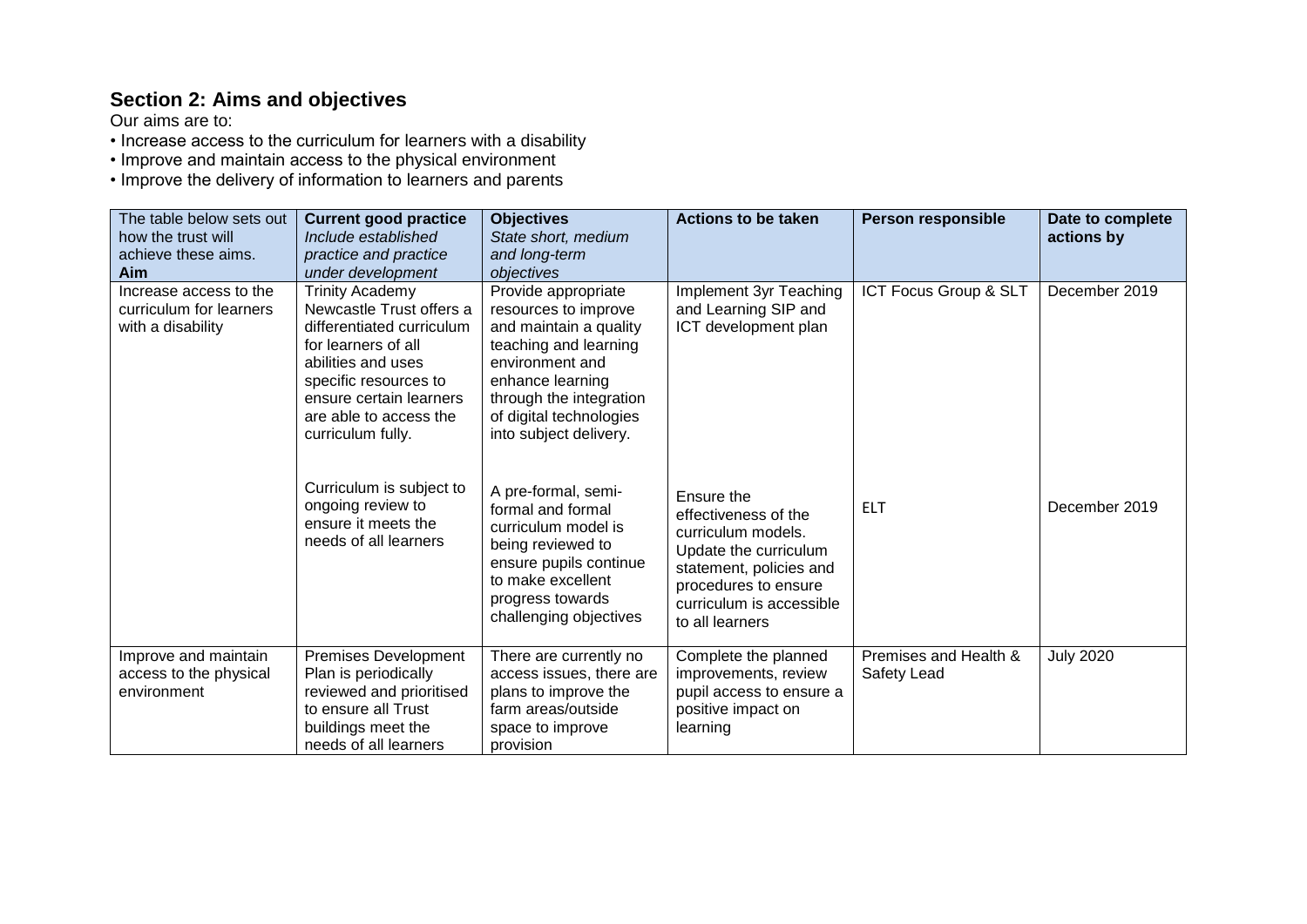## Section 2: Aims and objectives

Our aims are to:

- Increase access to the curriculum for learners with a disability
- Improve and maintain access to the physical environment
- Improve the delivery of information to learners and parents

| The table below sets out how the trust will achieve these aims. **Aim** | **Current good practice** *Include established practice and practice under development* | **Objectives** *State short, medium and long-term objectives* | **Actions to be taken** | **Person responsible** | **Date to complete actions by** |
|---|---|---|---|---|---|
| Increase access to the curriculum for learners with a disability | Trinity Academy Newcastle Trust offers a differentiated curriculum for learners of all abilities and uses specific resources to ensure certain learners are able to access the curriculum fully. | Provide appropriate resources to improve and maintain a quality teaching and learning environment and enhance learning through the integration of digital technologies into subject delivery. | Implement 3yr Teaching and Learning SIP and ICT development plan | ICT Focus Group & SLT | December 2019 |
| | Curriculum is subject to ongoing review to ensure it meets the needs of all learners | A pre-formal, semi-formal and formal curriculum model is being reviewed to ensure pupils continue to make excellent progress towards challenging objectives | Ensure the effectiveness of the curriculum models. Update the curriculum statement, policies and procedures to ensure curriculum is accessible to all learners | ELT | December 2019 |
| Improve and maintain access to the physical environment | Premises Development Plan is periodically reviewed and prioritised to ensure all Trust buildings meet the needs of all learners | There are currently no access issues, there are plans to improve the farm areas/outside space to improve provision | Complete the planned improvements, review pupil access to ensure a positive impact on learning | Premises and Health & Safety Lead | July 2020 |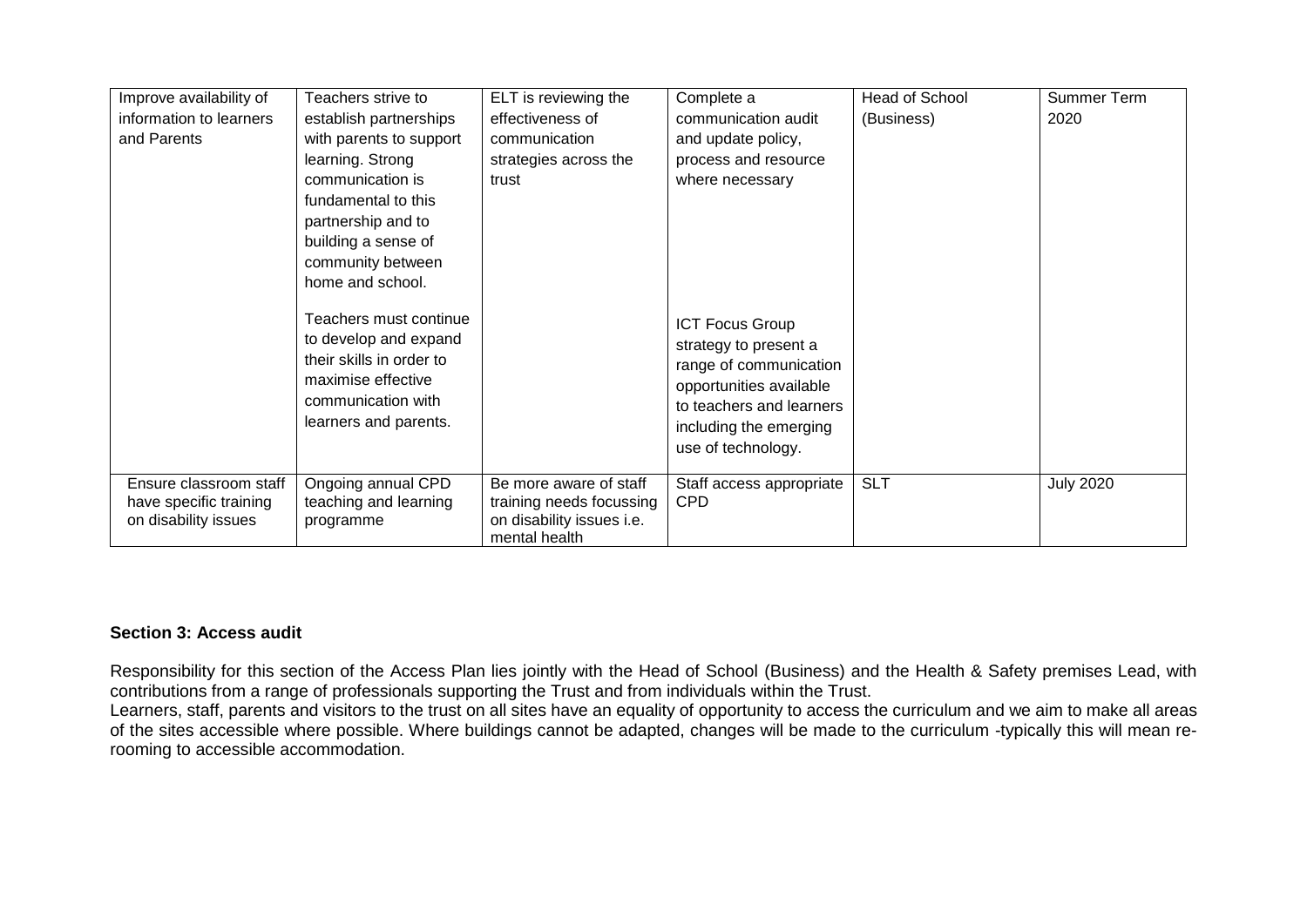| Improve availability of information to learners and Parents | Teachers strive to establish partnerships with parents to support learning. Strong communication is fundamental to this partnership and to building a sense of community between home and school.<br><br>Teachers must continue to develop and expand their skills in order to maximise effective communication with learners and parents. | ELT is reviewing the effectiveness of communication strategies across the trust | Complete a communication audit and update policy, process and resource where necessary<br><br>ICT Focus Group strategy to present a range of communication opportunities available to teachers and learners including the emerging use of technology. | Head of School (Business) | Summer Term 2020 |
|---|---|---|---|---|---|
| Ensure classroom staff have specific training on disability issues | Ongoing annual CPD teaching and learning programme | Be more aware of staff training needs focussing on disability issues i.e. mental health | Staff access appropriate CPD | SLT | July 2020 |

**Section 3: Access audit**

Responsibility for this section of the Access Plan lies jointly with the Head of School (Business) and the Health & Safety premises Lead, with contributions from a range of professionals supporting the Trust and from individuals within the Trust.
Learners, staff, parents and visitors to the trust on all sites have an equality of opportunity to access the curriculum and we aim to make all areas of the sites accessible where possible. Where buildings cannot be adapted, changes will be made to the curriculum -typically this will mean re-rooming to accessible accommodation.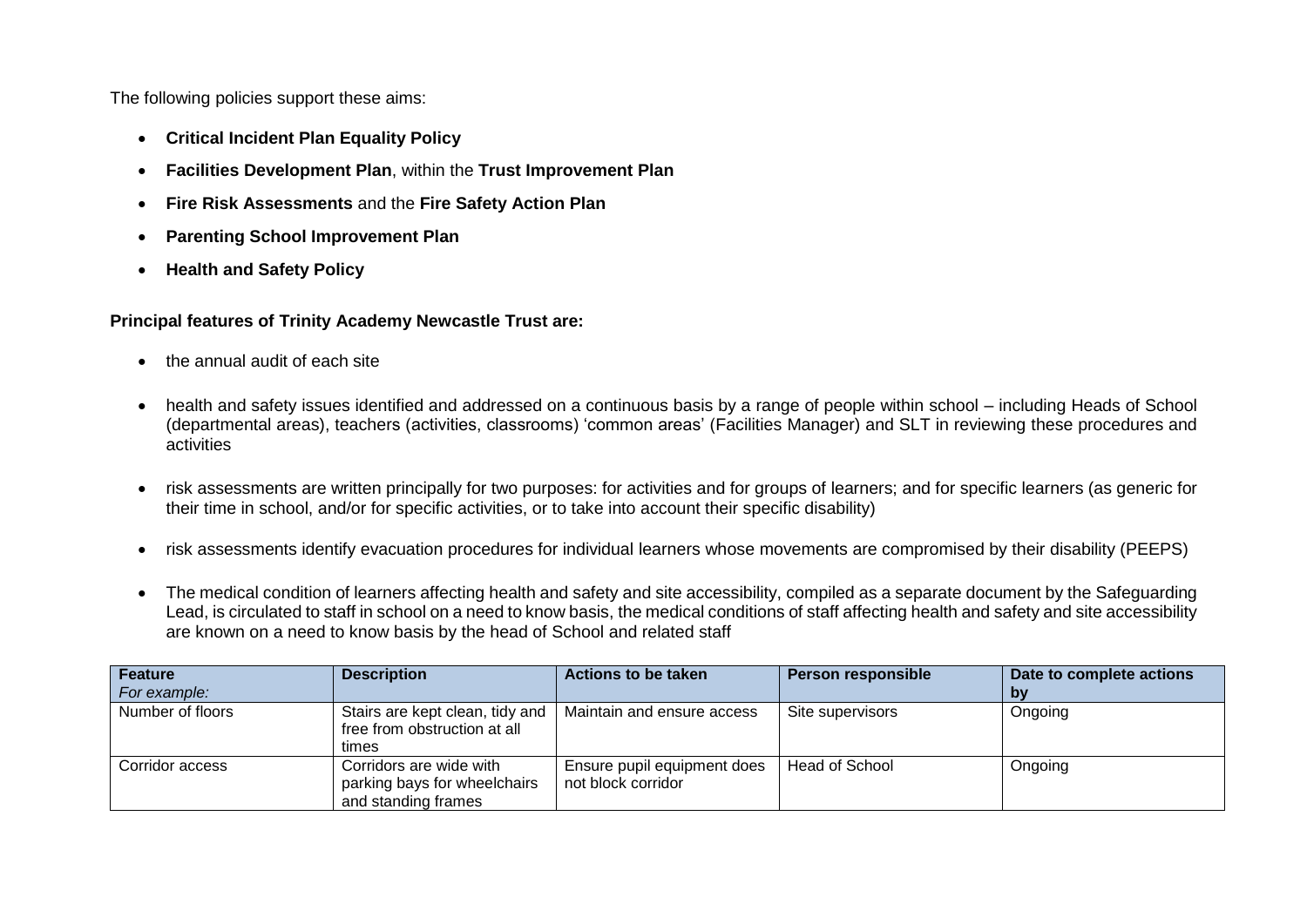The following policies support these aims:

- **Critical Incident Plan Equality Policy**
- **Facilities Development Plan**, within the **Trust Improvement Plan**
- **Fire Risk Assessments** and the **Fire Safety Action Plan**
- **Parenting School Improvement Plan**
- **Health and Safety Policy**

**Principal features of Trinity Academy Newcastle Trust are:**

- the annual audit of each site
- health and safety issues identified and addressed on a continuous basis by a range of people within school – including Heads of School (departmental areas), teachers (activities, classrooms) 'common areas' (Facilities Manager) and SLT in reviewing these procedures and activities
- risk assessments are written principally for two purposes: for activities and for groups of learners; and for specific learners (as generic for their time in school, and/or for specific activities, or to take into account their specific disability)
- risk assessments identify evacuation procedures for individual learners whose movements are compromised by their disability (PEEPS)
- The medical condition of learners affecting health and safety and site accessibility, compiled as a separate document by the Safeguarding Lead, is circulated to staff in school on a need to know basis, the medical conditions of staff affecting health and safety and site accessibility are known on a need to know basis by the head of School and related staff

| **Feature** *For example:* | **Description** | **Actions to be taken** | **Person responsible** | **Date to complete actions by** |
|---|---|---|---|---|
| Number of floors | Stairs are kept clean, tidy and free from obstruction at all times | Maintain and ensure access | Site supervisors | Ongoing |
| Corridor access | Corridors are wide with parking bays for wheelchairs and standing frames | Ensure pupil equipment does not block corridor | Head of School | Ongoing |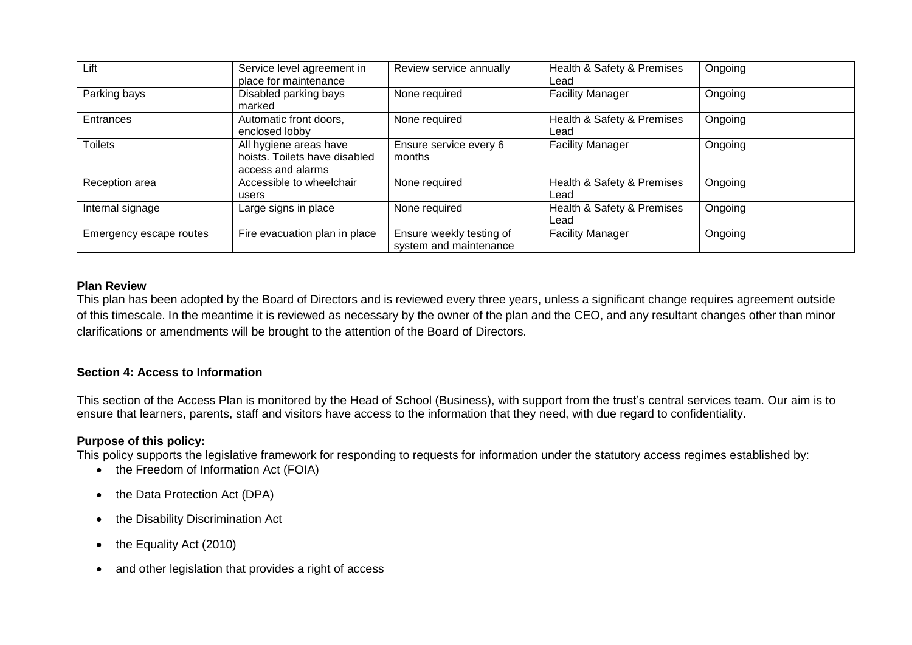| Lift | Service level agreement in place for maintenance | Review service annually | Health & Safety & Premises Lead | Ongoing |
|---|---|---|---|---|
| Parking bays | Disabled parking bays marked | None required | Facility Manager | Ongoing |
| Entrances | Automatic front doors, enclosed lobby | None required | Health & Safety & Premises Lead | Ongoing |
| Toilets | All hygiene areas have hoists. Toilets have disabled access and alarms | Ensure service every 6 months | Facility Manager | Ongoing |
| Reception area | Accessible to wheelchair users | None required | Health & Safety & Premises Lead | Ongoing |
| Internal signage | Large signs in place | None required | Health & Safety & Premises Lead | Ongoing |
| Emergency escape routes | Fire evacuation plan in place | Ensure weekly testing of system and maintenance | Facility Manager | Ongoing |

**Plan Review**

This plan has been adopted by the Board of Directors and is reviewed every three years, unless a significant change requires agreement outside of this timescale. In the meantime it is reviewed as necessary by the owner of the plan and the CEO, and any resultant changes other than minor clarifications or amendments will be brought to the attention of the Board of Directors.

**Section 4: Access to Information**

This section of the Access Plan is monitored by the Head of School (Business), with support from the trust's central services team. Our aim is to ensure that learners, parents, staff and visitors have access to the information that they need, with due regard to confidentiality.

**Purpose of this policy:**

This policy supports the legislative framework for responding to requests for information under the statutory access regimes established by:

- the Freedom of Information Act (FOIA)
- the Data Protection Act (DPA)
- the Disability Discrimination Act
- the Equality Act (2010)
- and other legislation that provides a right of access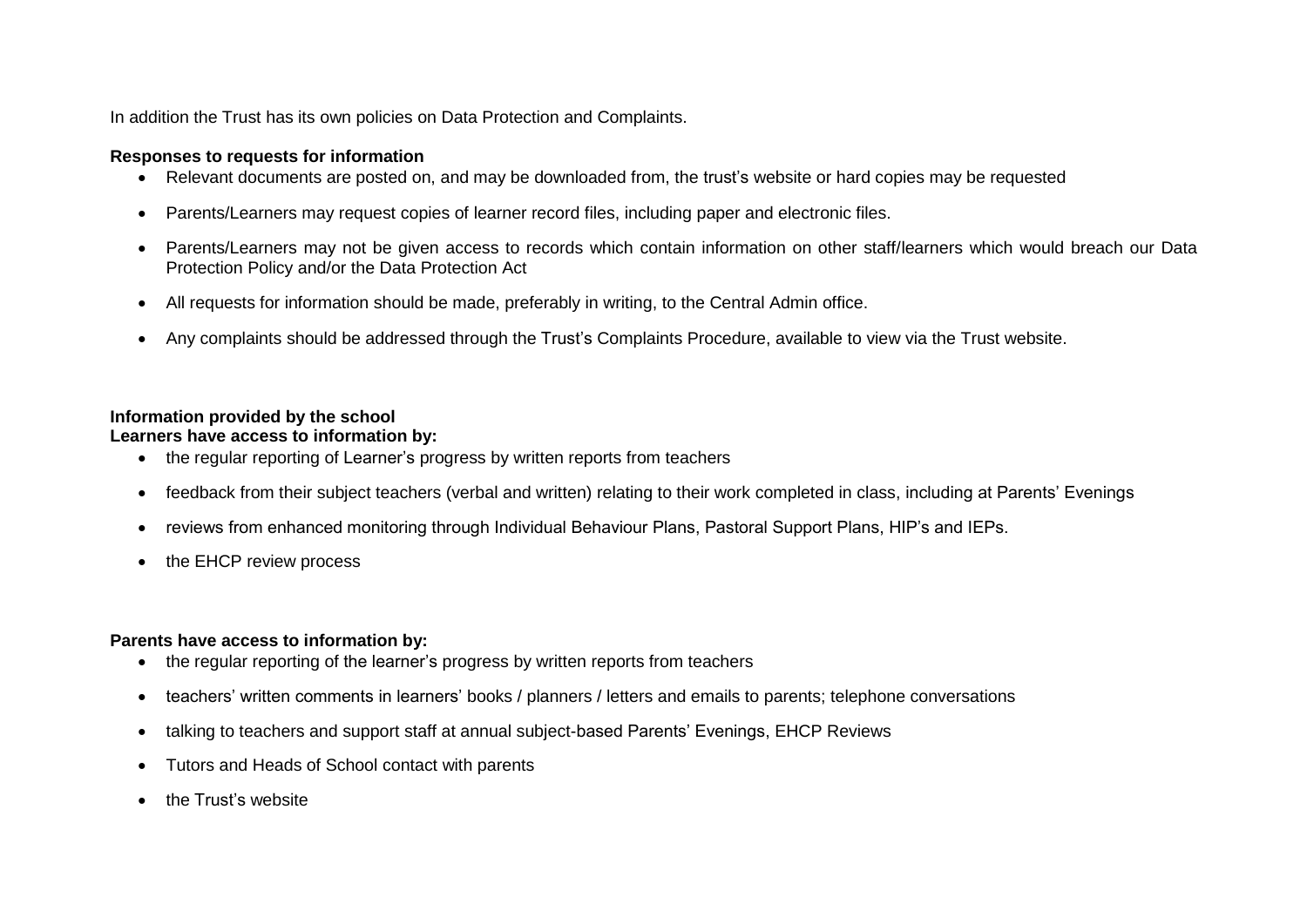In addition the Trust has its own policies on Data Protection and Complaints.

**Responses to requests for information**

- Relevant documents are posted on, and may be downloaded from, the trust's website or hard copies may be requested
- Parents/Learners may request copies of learner record files, including paper and electronic files.
- Parents/Learners may not be given access to records which contain information on other staff/learners which would breach our Data Protection Policy and/or the Data Protection Act
- All requests for information should be made, preferably in writing, to the Central Admin office.
- Any complaints should be addressed through the Trust's Complaints Procedure, available to view via the Trust website.

**Information provided by the school**

**Learners have access to information by:**

- the regular reporting of Learner's progress by written reports from teachers
- feedback from their subject teachers (verbal and written) relating to their work completed in class, including at Parents' Evenings
- reviews from enhanced monitoring through Individual Behaviour Plans, Pastoral Support Plans, HIP's and IEPs.
- the EHCP review process

**Parents have access to information by:**

- the regular reporting of the learner's progress by written reports from teachers
- teachers' written comments in learners' books / planners / letters and emails to parents; telephone conversations
- talking to teachers and support staff at annual subject-based Parents' Evenings, EHCP Reviews
- Tutors and Heads of School contact with parents
- the Trust's website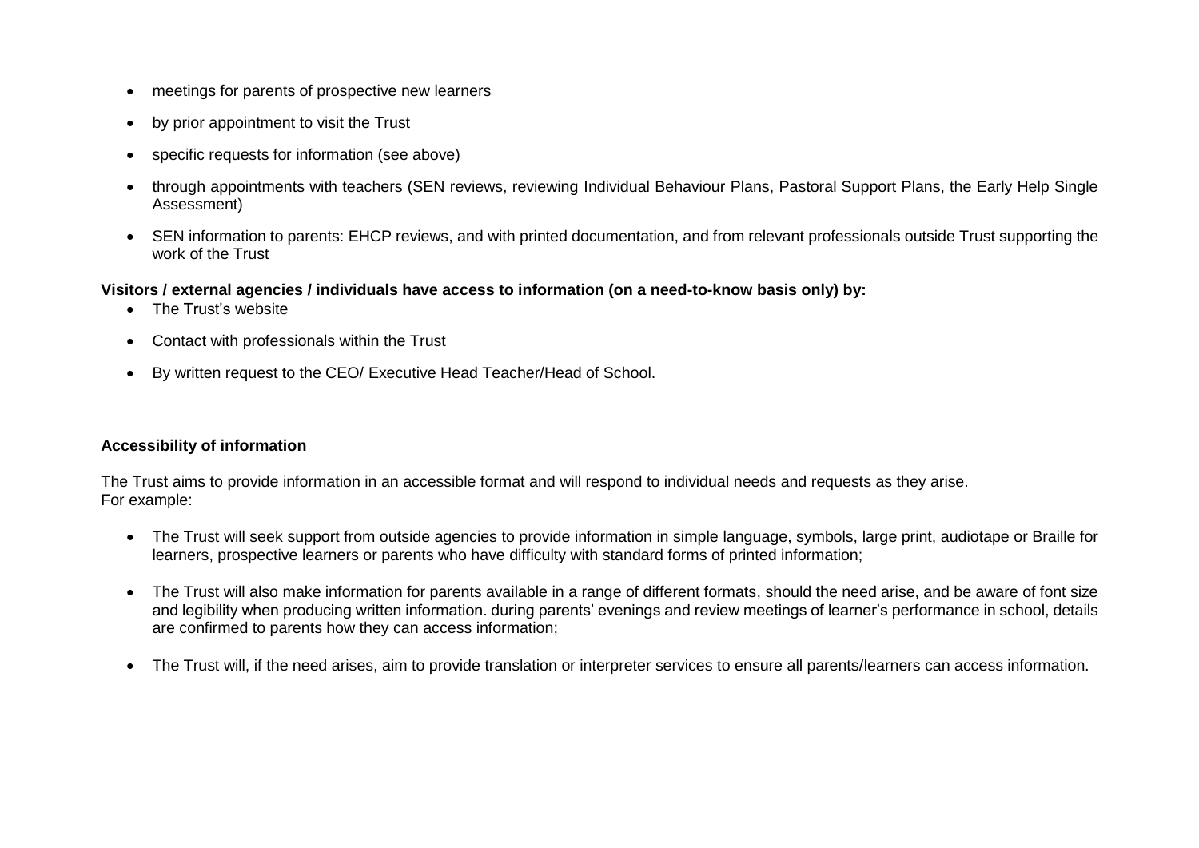- meetings for parents of prospective new learners
- by prior appointment to visit the Trust
- specific requests for information (see above)
- through appointments with teachers (SEN reviews, reviewing Individual Behaviour Plans, Pastoral Support Plans, the Early Help Single Assessment)
- SEN information to parents: EHCP reviews, and with printed documentation, and from relevant professionals outside Trust supporting the work of the Trust

**Visitors / external agencies / individuals have access to information (on a need-to-know basis only) by:**

- The Trust's website
- Contact with professionals within the Trust
- By written request to the CEO/ Executive Head Teacher/Head of School.

**Accessibility of information**

The Trust aims to provide information in an accessible format and will respond to individual needs and requests as they arise.
For example:

- The Trust will seek support from outside agencies to provide information in simple language, symbols, large print, audiotape or Braille for learners, prospective learners or parents who have difficulty with standard forms of printed information;
- The Trust will also make information for parents available in a range of different formats, should the need arise, and be aware of font size and legibility when producing written information. during parents' evenings and review meetings of learner's performance in school, details are confirmed to parents how they can access information;
- The Trust will, if the need arises, aim to provide translation or interpreter services to ensure all parents/learners can access information.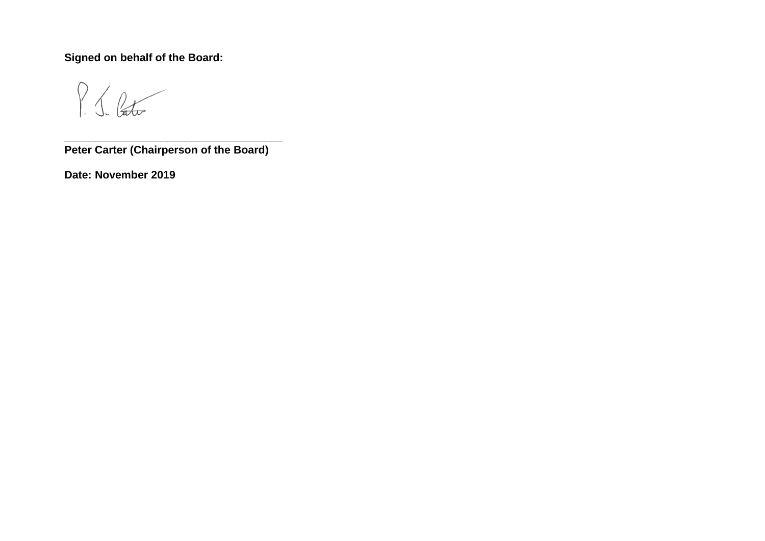**Signed on behalf of the Board:**

_____________________________________

**Peter Carter (Chairperson of the Board)**

**Date: November 2019**